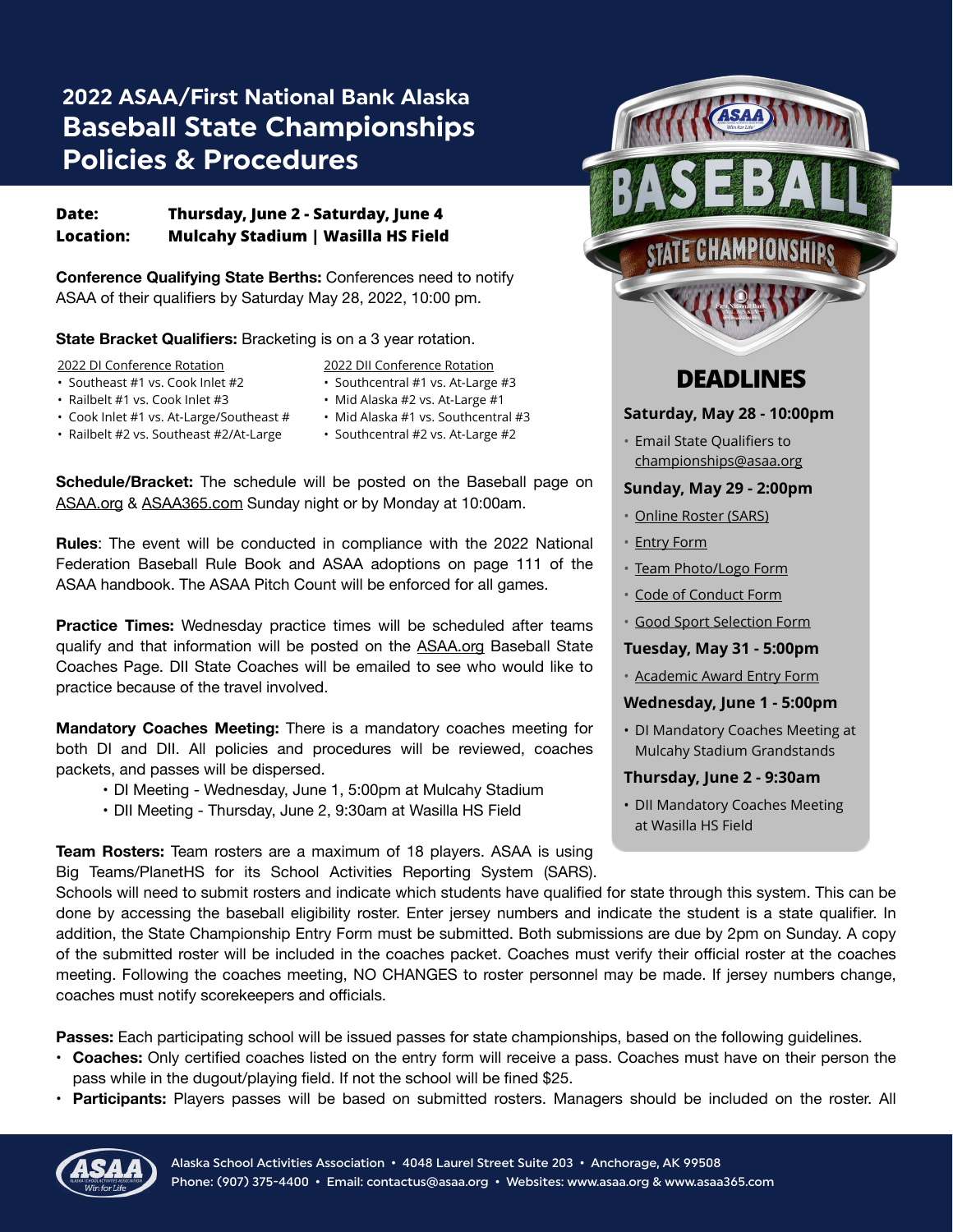# 2022 ASAA/First National Bank Alaska Baseball State Championships Policies & Procedures

| | |
|---|---|
| **Date:** | **Thursday, June 2 - Saturday, June 4** |
| **Location:** | **Mulcahy Stadium \| Wasilla HS Field** |

**Conference Qualifying State Berths:** Conferences need to notify ASAA of their qualifiers by Saturday May 28, 2022, 10:00 pm.

**State Bracket Qualifiers:** Bracketing is on a 3 year rotation.

2022 DI Conference Rotation

- Southeast #1 vs. Cook Inlet #2
- Railbelt #1 vs. Cook Inlet #3
- Cook Inlet #1 vs. At-Large/Southeast #
- Railbelt #2 vs. Southeast #2/At-Large

2022 DII Conference Rotation

- Southcentral #1 vs. At-Large #3
- Mid Alaska #2 vs. At-Large #1
- Mid Alaska #1 vs. Southcentral #3
- Southcentral #2 vs. At-Large #2

**Schedule/Bracket:** The schedule will be posted on the Baseball page on ASAA.org & ASAA365.com Sunday night or by Monday at 10:00am.

**Rules**: The event will be conducted in compliance with the 2022 National Federation Baseball Rule Book and ASAA adoptions on page 111 of the ASAA handbook. The ASAA Pitch Count will be enforced for all games.

**Practice Times:** Wednesday practice times will be scheduled after teams qualify and that information will be posted on the ASAA.org Baseball State Coaches Page. DII State Coaches will be emailed to see who would like to practice because of the travel involved.

**Mandatory Coaches Meeting:** There is a mandatory coaches meeting for both DI and DII. All policies and procedures will be reviewed, coaches packets, and passes will be dispersed.

- DI Meeting - Wednesday, June 1, 5:00pm at Mulcahy Stadium
- DII Meeting - Thursday, June 2, 9:30am at Wasilla HS Field

**Team Rosters:** Team rosters are a maximum of 18 players. ASAA is using Big Teams/PlanetHS for its School Activities Reporting System (SARS). Schools will need to submit rosters and indicate which students have qualified for state through this system. This can be done by accessing the baseball eligibility roster. Enter jersey numbers and indicate the student is a state qualifier. In addition, the State Championship Entry Form must be submitted. Both submissions are due by 2pm on Sunday. A copy of the submitted roster will be included in the coaches packet. Coaches must verify their official roster at the coaches meeting. Following the coaches meeting, NO CHANGES to roster personnel may be made. If jersey numbers change, coaches must notify scorekeepers and officials.

**Passes:** Each participating school will be issued passes for state championships, based on the following guidelines.

- **Coaches:** Only certified coaches listed on the entry form will receive a pass. Coaches must have on their person the pass while in the dugout/playing field. If not the school will be fined $25.
- **Participants:** Players passes will be based on submitted rosters. Managers should be included on the roster. All

## DEADLINES

**Saturday, May 28 - 10:00pm**

- Email State Qualifiers to championships@asaa.org

**Sunday, May 29 - 2:00pm**

- Online Roster (SARS)
- Entry Form
- Team Photo/Logo Form
- Code of Conduct Form
- Good Sport Selection Form

**Tuesday, May 31 - 5:00pm**

- Academic Award Entry Form

**Wednesday, June 1 - 5:00pm**

- DI Mandatory Coaches Meeting at Mulcahy Stadium Grandstands

**Thursday, June 2 - 9:30am**

- DII Mandatory Coaches Meeting at Wasilla HS Field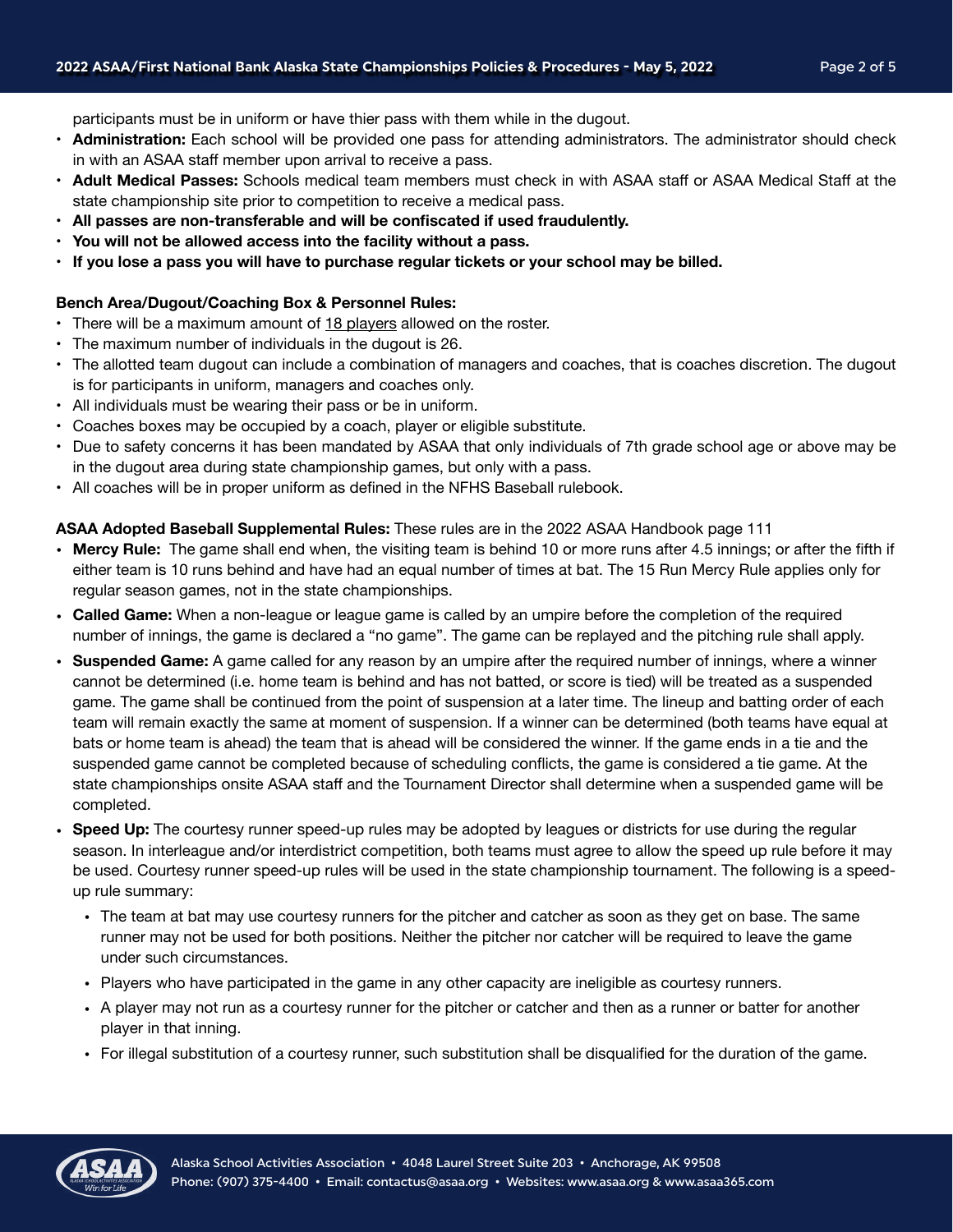participants must be in uniform or have thier pass with them while in the dugout.

- **Administration:** Each school will be provided one pass for attending administrators. The administrator should check in with an ASAA staff member upon arrival to receive a pass.
- **Adult Medical Passes:** Schools medical team members must check in with ASAA staff or ASAA Medical Staff at the state championship site prior to competition to receive a medical pass.
- **All passes are non-transferable and will be confiscated if used fraudulently.**
- **You will not be allowed access into the facility without a pass.**
- **If you lose a pass you will have to purchase regular tickets or your school may be billed.**

**Bench Area/Dugout/Coaching Box & Personnel Rules:**

- There will be a maximum amount of 18 players allowed on the roster.
- The maximum number of individuals in the dugout is 26.
- The allotted team dugout can include a combination of managers and coaches, that is coaches discretion. The dugout is for participants in uniform, managers and coaches only.
- All individuals must be wearing their pass or be in uniform.
- Coaches boxes may be occupied by a coach, player or eligible substitute.
- Due to safety concerns it has been mandated by ASAA that only individuals of 7th grade school age or above may be in the dugout area during state championship games, but only with a pass.
- All coaches will be in proper uniform as defined in the NFHS Baseball rulebook.

**ASAA Adopted Baseball Supplemental Rules:** These rules are in the 2022 ASAA Handbook page 111

- **Mercy Rule:** The game shall end when, the visiting team is behind 10 or more runs after 4.5 innings; or after the fifth if either team is 10 runs behind and have had an equal number of times at bat. The 15 Run Mercy Rule applies only for regular season games, not in the state championships.
- **Called Game:** When a non-league or league game is called by an umpire before the completion of the required number of innings, the game is declared a "no game". The game can be replayed and the pitching rule shall apply.
- **Suspended Game:** A game called for any reason by an umpire after the required number of innings, where a winner cannot be determined (i.e. home team is behind and has not batted, or score is tied) will be treated as a suspended game. The game shall be continued from the point of suspension at a later time. The lineup and batting order of each team will remain exactly the same at moment of suspension. If a winner can be determined (both teams have equal at bats or home team is ahead) the team that is ahead will be considered the winner. If the game ends in a tie and the suspended game cannot be completed because of scheduling conflicts, the game is considered a tie game. At the state championships onsite ASAA staff and the Tournament Director shall determine when a suspended game will be completed.
- **Speed Up:** The courtesy runner speed-up rules may be adopted by leagues or districts for use during the regular season. In interleague and/or interdistrict competition, both teams must agree to allow the speed up rule before it may be used. Courtesy runner speed-up rules will be used in the state championship tournament. The following is a speed-up rule summary:
  - The team at bat may use courtesy runners for the pitcher and catcher as soon as they get on base. The same runner may not be used for both positions. Neither the pitcher nor catcher will be required to leave the game under such circumstances.
  - Players who have participated in the game in any other capacity are ineligible as courtesy runners.
  - A player may not run as a courtesy runner for the pitcher or catcher and then as a runner or batter for another player in that inning.
  - For illegal substitution of a courtesy runner, such substitution shall be disqualified for the duration of the game.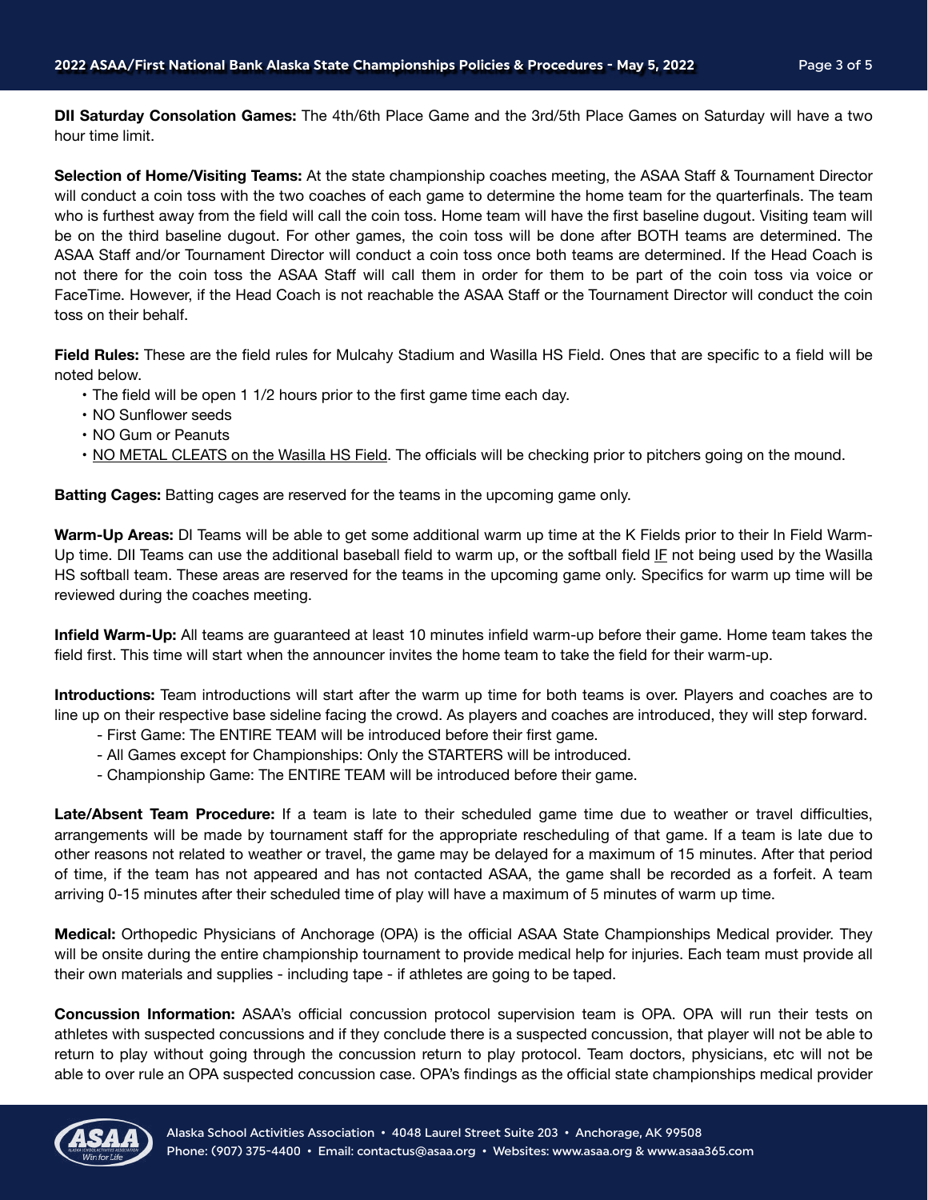**DII Saturday Consolation Games:** The 4th/6th Place Game and the 3rd/5th Place Games on Saturday will have a two hour time limit.

**Selection of Home/Visiting Teams:** At the state championship coaches meeting, the ASAA Staff & Tournament Director will conduct a coin toss with the two coaches of each game to determine the home team for the quarterfinals. The team who is furthest away from the field will call the coin toss. Home team will have the first baseline dugout. Visiting team will be on the third baseline dugout. For other games, the coin toss will be done after BOTH teams are determined. The ASAA Staff and/or Tournament Director will conduct a coin toss once both teams are determined. If the Head Coach is not there for the coin toss the ASAA Staff will call them in order for them to be part of the coin toss via voice or FaceTime. However, if the Head Coach is not reachable the ASAA Staff or the Tournament Director will conduct the coin toss on their behalf.

**Field Rules:** These are the field rules for Mulcahy Stadium and Wasilla HS Field. Ones that are specific to a field will be noted below.

- The field will be open 1 1/2 hours prior to the first game time each day.
- NO Sunflower seeds
- NO Gum or Peanuts
- <u>NO METAL CLEATS on the Wasilla HS Field</u>. The officials will be checking prior to pitchers going on the mound.

**Batting Cages:** Batting cages are reserved for the teams in the upcoming game only.

**Warm-Up Areas:** DI Teams will be able to get some additional warm up time at the K Fields prior to their In Field Warm-Up time. DII Teams can use the additional baseball field to warm up, or the softball field <u>IF</u> not being used by the Wasilla HS softball team. These areas are reserved for the teams in the upcoming game only. Specifics for warm up time will be reviewed during the coaches meeting.

**Infield Warm-Up:** All teams are guaranteed at least 10 minutes infield warm-up before their game. Home team takes the field first. This time will start when the announcer invites the home team to take the field for their warm-up.

**Introductions:** Team introductions will start after the warm up time for both teams is over. Players and coaches are to line up on their respective base sideline facing the crowd. As players and coaches are introduced, they will step forward.

- First Game: The ENTIRE TEAM will be introduced before their first game.
- All Games except for Championships: Only the STARTERS will be introduced.
- Championship Game: The ENTIRE TEAM will be introduced before their game.

**Late/Absent Team Procedure:** If a team is late to their scheduled game time due to weather or travel difficulties, arrangements will be made by tournament staff for the appropriate rescheduling of that game. If a team is late due to other reasons not related to weather or travel, the game may be delayed for a maximum of 15 minutes. After that period of time, if the team has not appeared and has not contacted ASAA, the game shall be recorded as a forfeit. A team arriving 0-15 minutes after their scheduled time of play will have a maximum of 5 minutes of warm up time.

**Medical:** Orthopedic Physicians of Anchorage (OPA) is the official ASAA State Championships Medical provider. They will be onsite during the entire championship tournament to provide medical help for injuries. Each team must provide all their own materials and supplies - including tape - if athletes are going to be taped.

**Concussion Information:** ASAA's official concussion protocol supervision team is OPA. OPA will run their tests on athletes with suspected concussions and if they conclude there is a suspected concussion, that player will not be able to return to play without going through the concussion return to play protocol. Team doctors, physicians, etc will not be able to over rule an OPA suspected concussion case. OPA's findings as the official state championships medical provider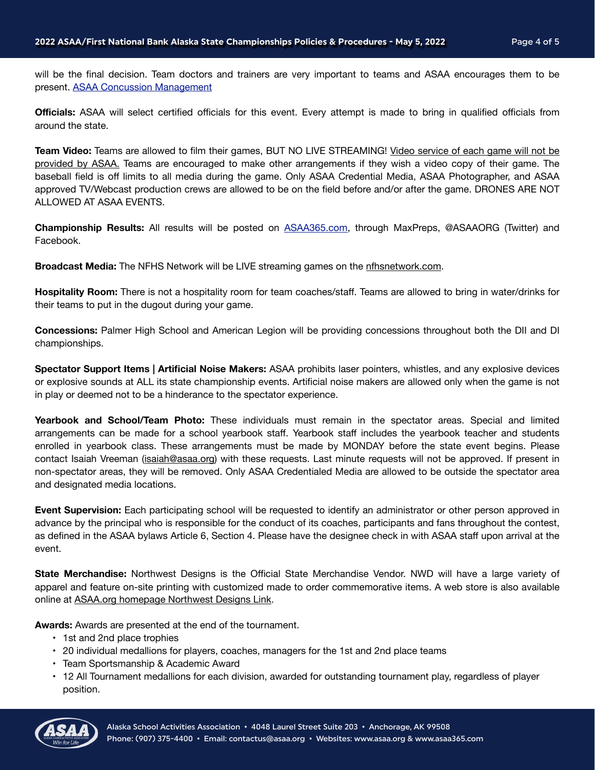will be the final decision. Team doctors and trainers are very important to teams and ASAA encourages them to be present. [ASAA Concussion Management]

**Officials:** ASAA will select certified officials for this event. Every attempt is made to bring in qualified officials from around the state.

**Team Video:** Teams are allowed to film their games, BUT NO LIVE STREAMING! Video service of each game will not be provided by ASAA. Teams are encouraged to make other arrangements if they wish a video copy of their game. The baseball field is off limits to all media during the game. Only ASAA Credential Media, ASAA Photographer, and ASAA approved TV/Webcast production crews are allowed to be on the field before and/or after the game. DRONES ARE NOT ALLOWED AT ASAA EVENTS.

**Championship Results:** All results will be posted on ASAA365.com, through MaxPreps, @ASAAORG (Twitter) and Facebook.

**Broadcast Media:** The NFHS Network will be LIVE streaming games on the nfhsnetwork.com.

**Hospitality Room:** There is not a hospitality room for team coaches/staff. Teams are allowed to bring in water/drinks for their teams to put in the dugout during your game.

**Concessions:** Palmer High School and American Legion will be providing concessions throughout both the DII and DI championships.

**Spectator Support Items | Artificial Noise Makers:** ASAA prohibits laser pointers, whistles, and any explosive devices or explosive sounds at ALL its state championship events. Artificial noise makers are allowed only when the game is not in play or deemed not to be a hinderance to the spectator experience.

**Yearbook and School/Team Photo:** These individuals must remain in the spectator areas. Special and limited arrangements can be made for a school yearbook staff. Yearbook staff includes the yearbook teacher and students enrolled in yearbook class. These arrangements must be made by MONDAY before the state event begins. Please contact Isaiah Vreeman (isaiah@asaa.org) with these requests. Last minute requests will not be approved. If present in non-spectator areas, they will be removed. Only ASAA Credentialed Media are allowed to be outside the spectator area and designated media locations.

**Event Supervision:** Each participating school will be requested to identify an administrator or other person approved in advance by the principal who is responsible for the conduct of its coaches, participants and fans throughout the contest, as defined in the ASAA bylaws Article 6, Section 4. Please have the designee check in with ASAA staff upon arrival at the event.

**State Merchandise:** Northwest Designs is the Official State Merchandise Vendor. NWD will have a large variety of apparel and feature on-site printing with customized made to order commemorative items. A web store is also available online at ASAA.org homepage Northwest Designs Link.

**Awards:** Awards are presented at the end of the tournament.

- 1st and 2nd place trophies
- 20 individual medallions for players, coaches, managers for the 1st and 2nd place teams
- Team Sportsmanship & Academic Award
- 12 All Tournament medallions for each division, awarded for outstanding tournament play, regardless of player position.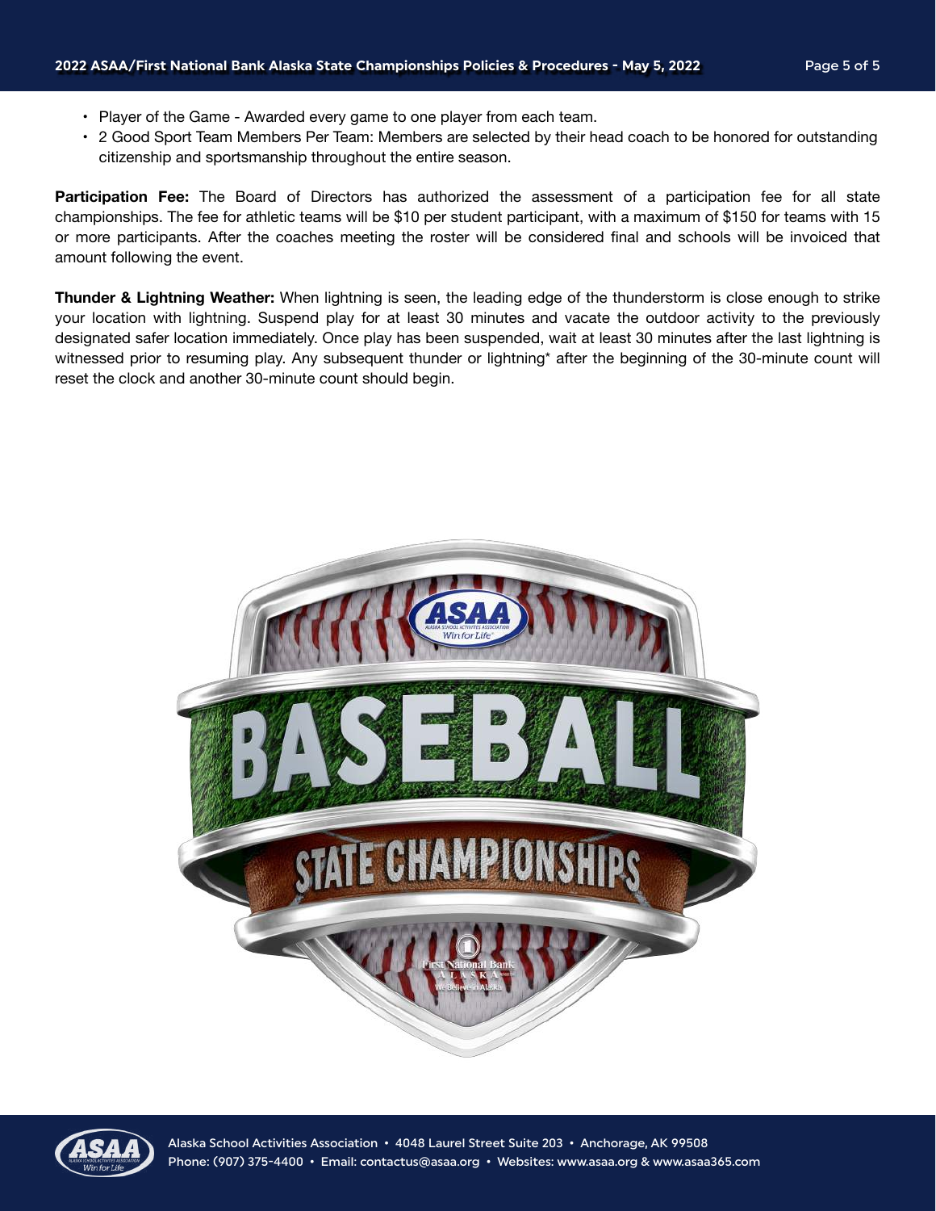- Player of the Game - Awarded every game to one player from each team.
- 2 Good Sport Team Members Per Team: Members are selected by their head coach to be honored for outstanding citizenship and sportsmanship throughout the entire season.

**Participation Fee:** The Board of Directors has authorized the assessment of a participation fee for all state championships. The fee for athletic teams will be $10 per student participant, with a maximum of $150 for teams with 15 or more participants. After the coaches meeting the roster will be considered final and schools will be invoiced that amount following the event.

**Thunder & Lightning Weather:** When lightning is seen, the leading edge of the thunderstorm is close enough to strike your location with lightning. Suspend play for at least 30 minutes and vacate the outdoor activity to the previously designated safer location immediately. Once play has been suspended, wait at least 30 minutes after the last lightning is witnessed prior to resuming play. Any subsequent thunder or lightning* after the beginning of the 30-minute count will reset the clock and another 30-minute count should begin.